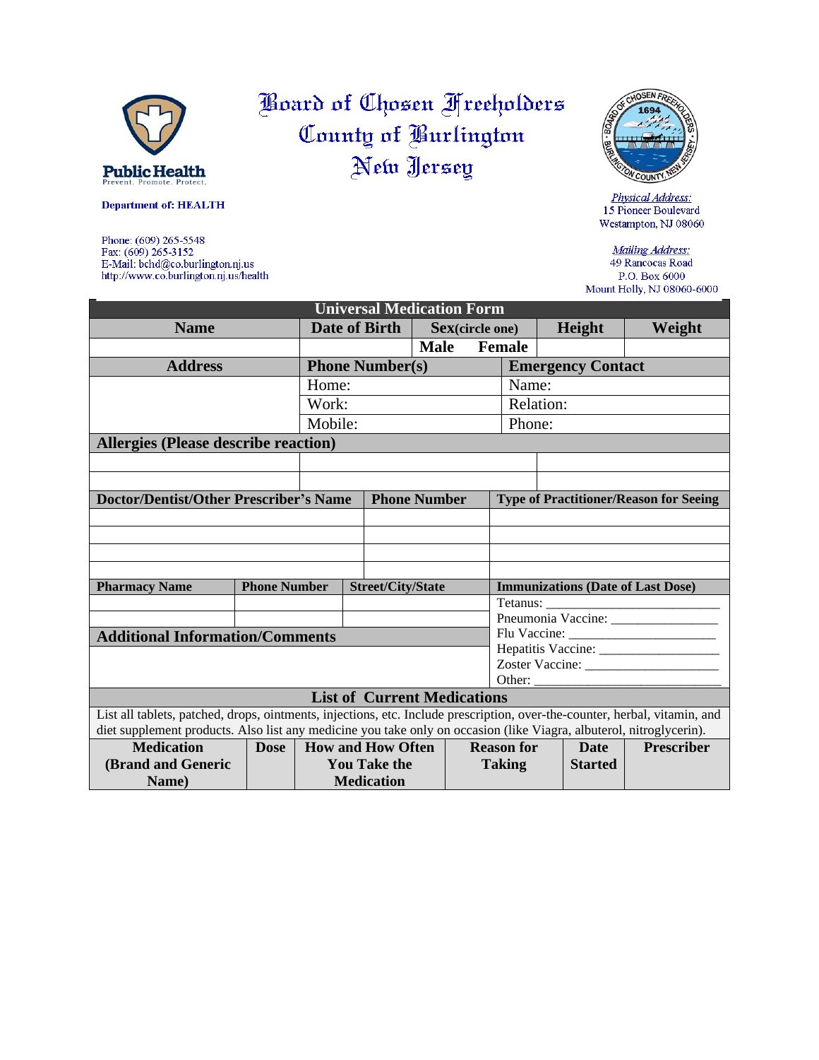# Board of Chosen Freeholders
# County of Burlington
# New Jersey

**Department of: HEALTH**

Phone: (609) 265-5548
Fax: (609) 265-3152
E-Mail: bchd@co.burlington.nj.us
http://www.co.burlington.nj.us/health

*Physical Address:*
15 Pioneer Boulevard
Westampton, NJ 08060

*Mailing Address:*
49 Rancocas Road
P.O. Box 6000
Mount Holly, NJ 08060-6000

## Universal Medication Form

| Name | Date of Birth | Sex(circle one) | | Height | Weight |
|---|---|---|---|---|---|
| | | Male | Female | | |

| Address | Phone Number(s) | Emergency Contact |
|---|---|---|
| | Home: | Name: |
| | Work: | Relation: |
| | Mobile: | Phone: |

**Allergies (Please describe reaction)**

| | | |
|---|---|---|
| | | |
| | | |

| Doctor/Dentist/Other Prescriber's Name | Phone Number | Type of Practitioner/Reason for Seeing |
|---|---|---|
| | | |
| | | |
| | | |
| | | |

| Pharmacy Name | Phone Number | Street/City/State |
|---|---|---|
| | | |
| | | |

**Immunizations (Date of Last Dose)**

Tetanus: ___________________________
Pneumonia Vaccine: ________________
Flu Vaccine: ______________________
Hepatitis Vaccine: __________________
Zoster Vaccine: ____________________
Other: ____________________________

**Additional Information/Comments**

## List of Current Medications

List all tablets, patched, drops, ointments, injections, etc. Include prescription, over-the-counter, herbal, vitamin, and diet supplement products. Also list any medicine you take only on occasion (like Viagra, albuterol, nitroglycerin).

| Medication (Brand and Generic Name) | Dose | How and How Often You Take the Medication | Reason for Taking | Date Started | Prescriber |
|---|---|---|---|---|---|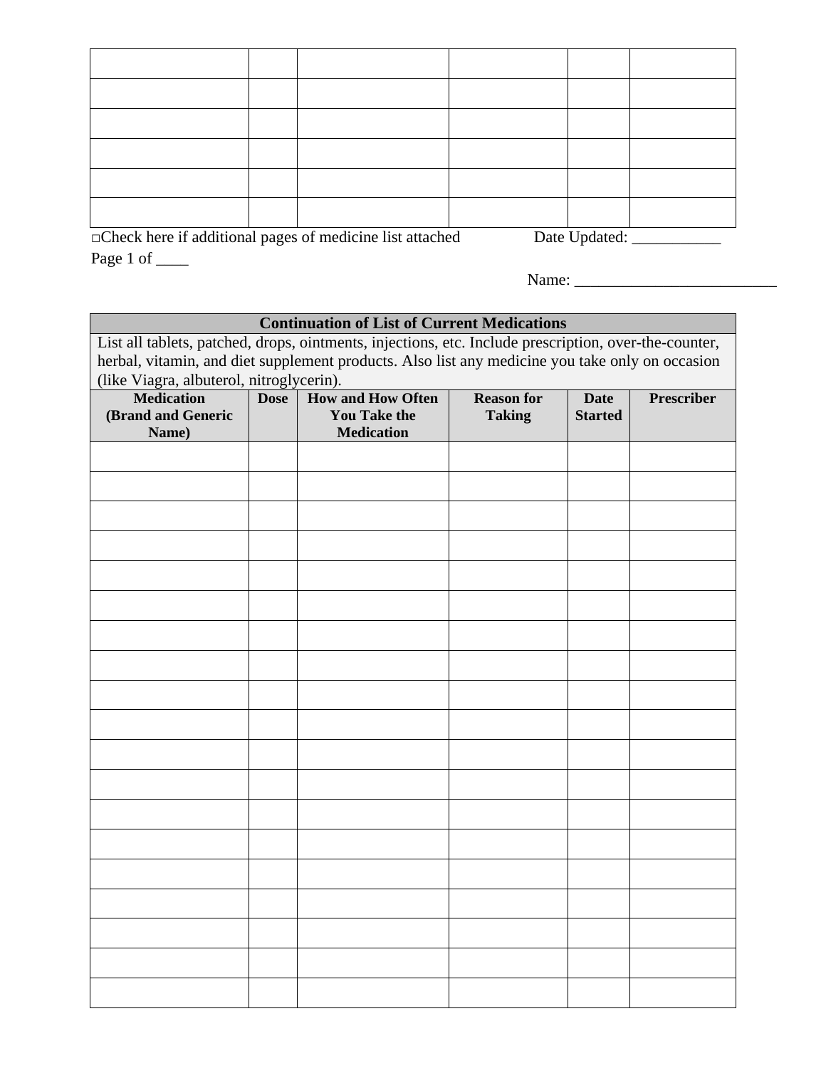| | | | | | |
|---|---|---|---|---|---|
| | | | | | |
| | | | | | |
| | | | | | |
| | | | | | |
| | | | | | |
| | | | | | |

□Check here if additional pages of medicine list attached Date Updated: ___________

Page 1 of ____

Name: __________________________

| Continuation of List of Current Medications | | | | | |
|---|---|---|---|---|---|
| List all tablets, patched, drops, ointments, injections, etc. Include prescription, over-the-counter, herbal, vitamin, and diet supplement products. Also list any medicine you take only on occasion (like Viagra, albuterol, nitroglycerin). | | | | | |
| **Medication (Brand and Generic Name)** | **Dose** | **How and How Often You Take the Medication** | **Reason for Taking** | **Date Started** | **Prescriber** |
| | | | | | |
| | | | | | |
| | | | | | |
| | | | | | |
| | | | | | |
| | | | | | |
| | | | | | |
| | | | | | |
| | | | | | |
| | | | | | |
| | | | | | |
| | | | | | |
| | | | | | |
| | | | | | |
| | | | | | |
| | | | | | |
| | | | | | |
| | | | | | |
| | | | | | |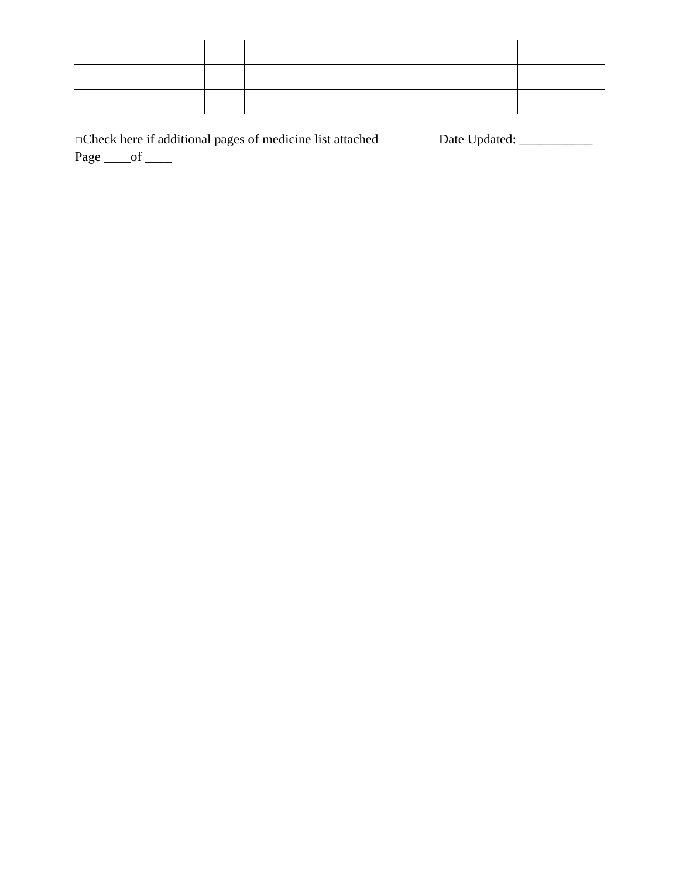| | | | | | |
|---|---|---|---|---|---|
| | | | | | |
| | | | | | |
| | | | | | |

□Check here if additional pages of medicine list attached Date Updated: ___________

Page ____of ____